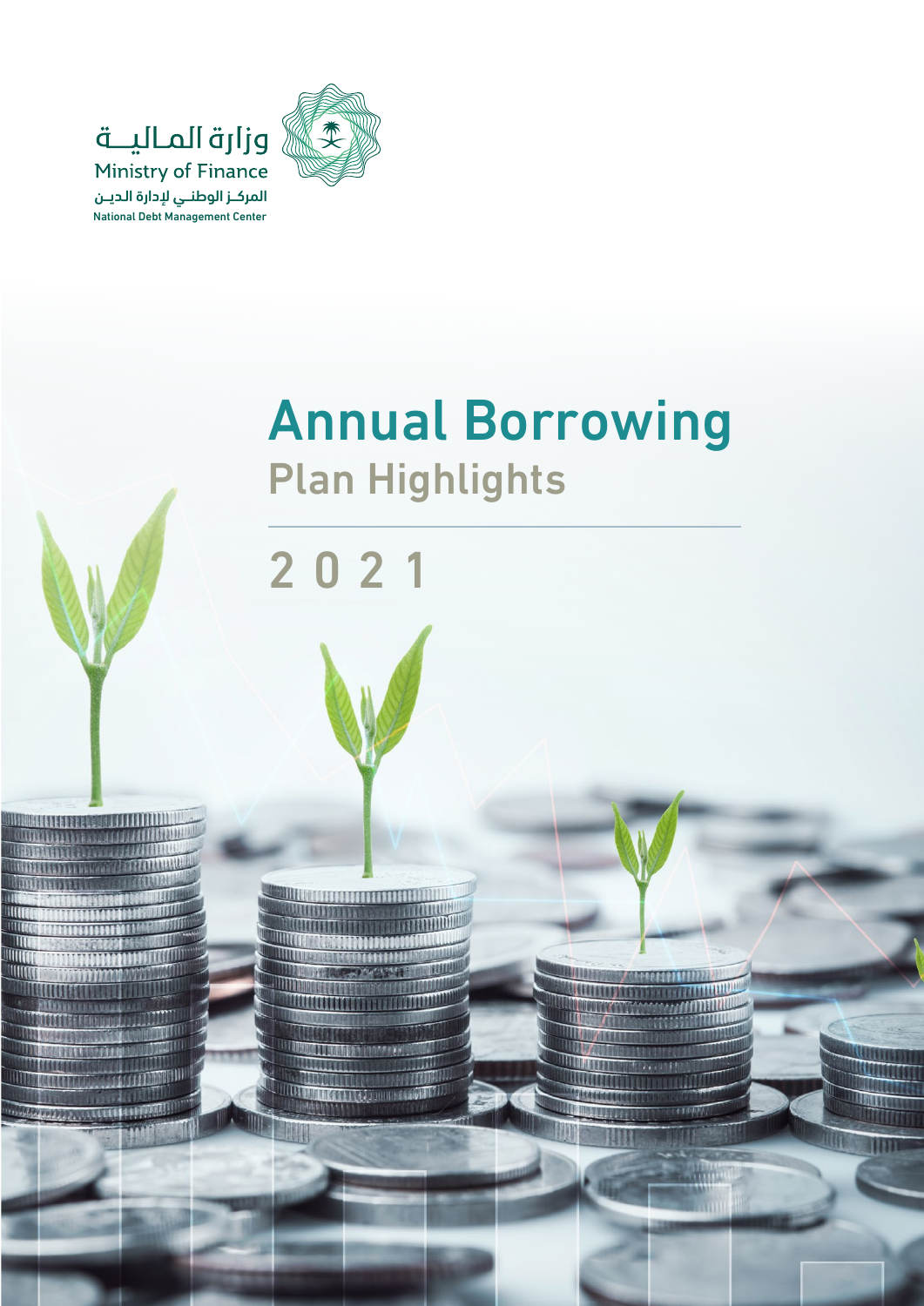وزارة المالية
Ministry of Finance
المركز الوطني لإدارة الدين
National Debt Management Center

# Annual Borrowing

## Plan Highlights

2 0 2 1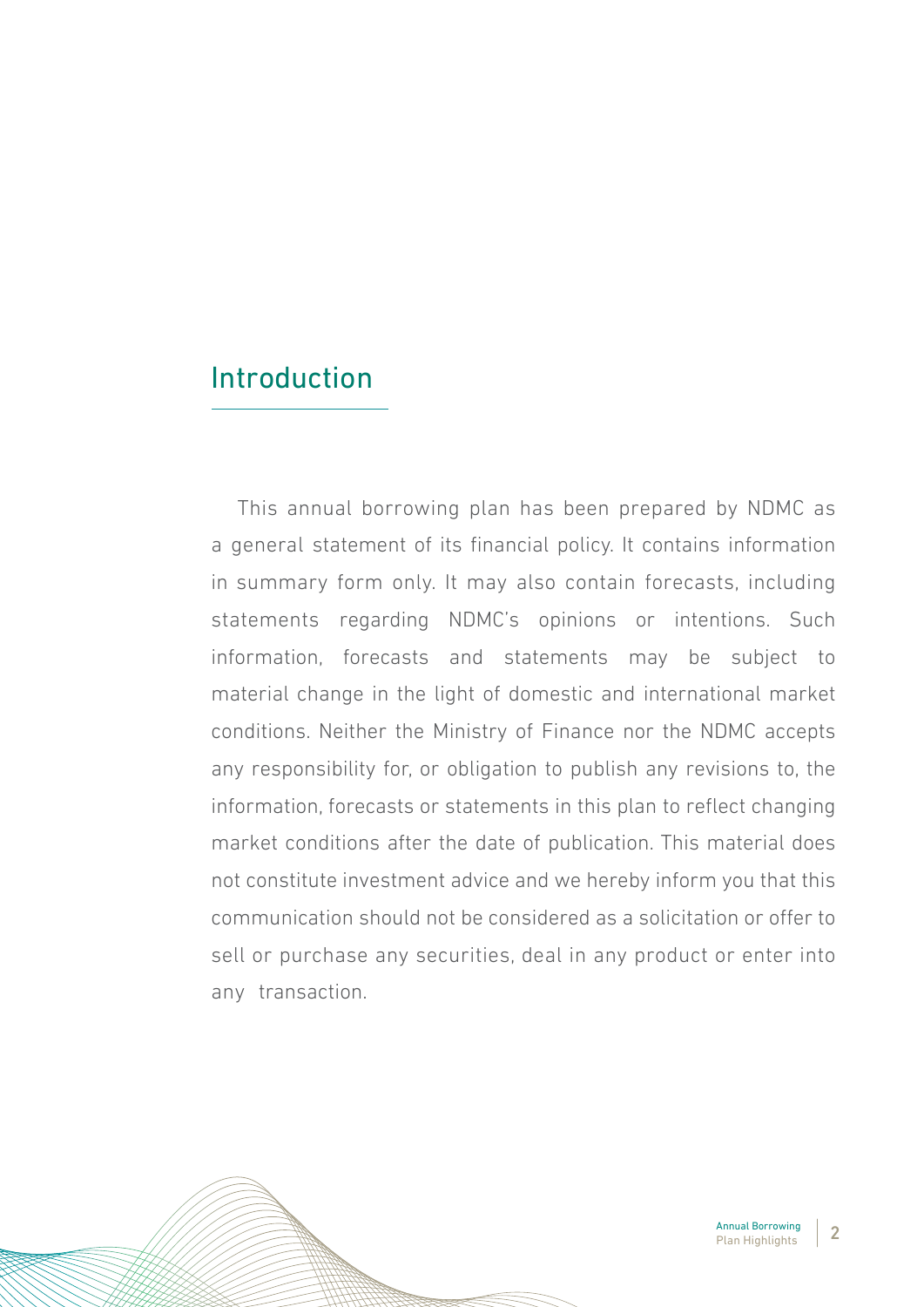# Introduction

This annual borrowing plan has been prepared by NDMC as a general statement of its financial policy. It contains information in summary form only. It may also contain forecasts, including statements regarding NDMC's opinions or intentions. Such information, forecasts and statements may be subject to material change in the light of domestic and international market conditions. Neither the Ministry of Finance nor the NDMC accepts any responsibility for, or obligation to publish any revisions to, the information, forecasts or statements in this plan to reflect changing market conditions after the date of publication. This material does not constitute investment advice and we hereby inform you that this communication should not be considered as a solicitation or offer to sell or purchase any securities, deal in any product or enter into any transaction.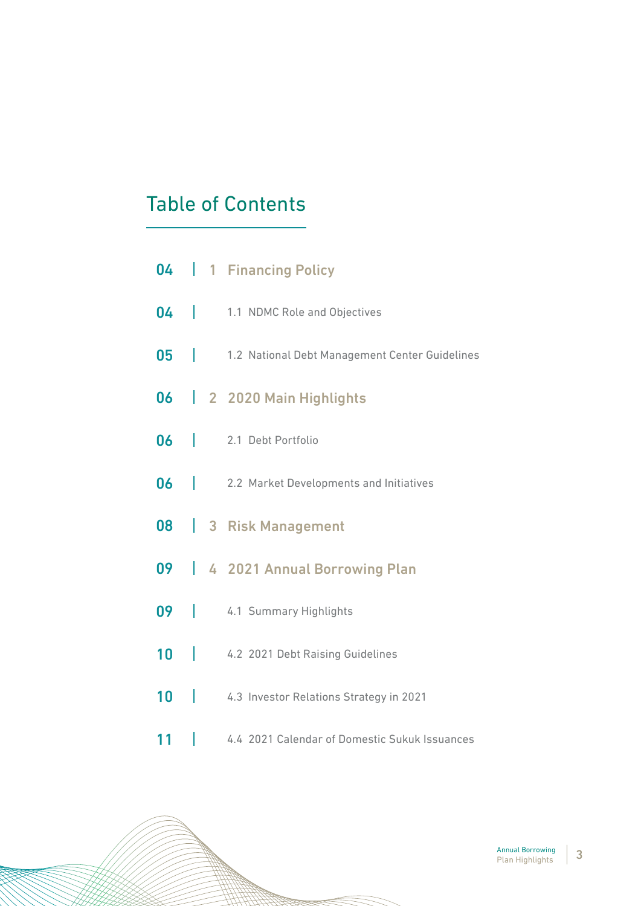# Table of Contents

| | |
|---|---|
| 04 | **1 Financing Policy** |
| 04 | 1.1 NDMC Role and Objectives |
| 05 | 1.2 National Debt Management Center Guidelines |
| 06 | **2 2020 Main Highlights** |
| 06 | 2.1 Debt Portfolio |
| 06 | 2.2 Market Developments and Initiatives |
| 08 | **3 Risk Management** |
| 09 | **4 2021 Annual Borrowing Plan** |
| 09 | 4.1 Summary Highlights |
| 10 | 4.2 2021 Debt Raising Guidelines |
| 10 | 4.3 Investor Relations Strategy in 2021 |
| 11 | 4.4 2021 Calendar of Domestic Sukuk Issuances |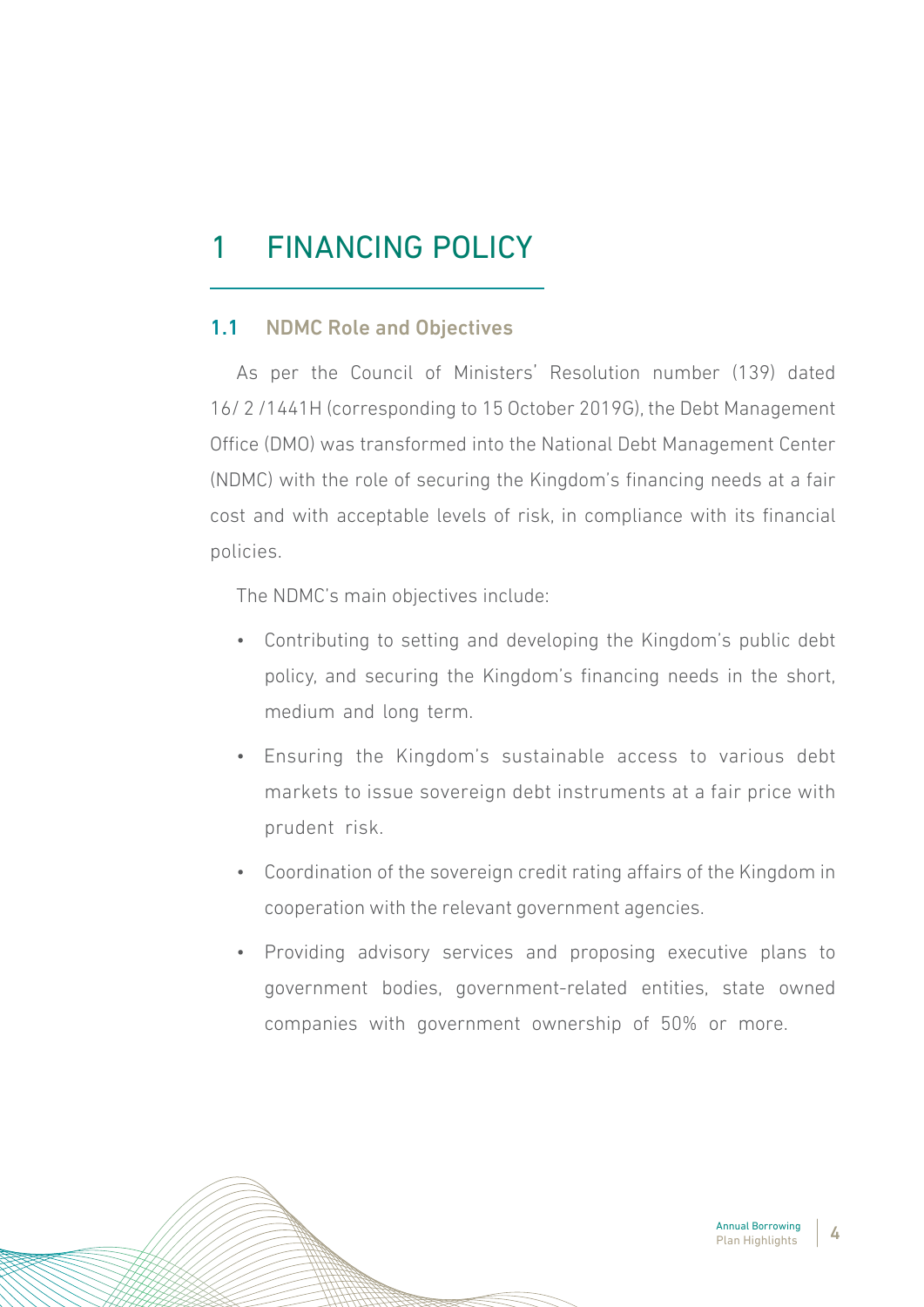# 1 FINANCING POLICY

## 1.1 NDMC Role and Objectives

As per the Council of Ministers' Resolution number (139) dated 16/ 2 /1441H (corresponding to 15 October 2019G), the Debt Management Office (DMO) was transformed into the National Debt Management Center (NDMC) with the role of securing the Kingdom's financing needs at a fair cost and with acceptable levels of risk, in compliance with its financial policies.

The NDMC's main objectives include:

- Contributing to setting and developing the Kingdom's public debt policy, and securing the Kingdom's financing needs in the short, medium and long term.
- Ensuring the Kingdom's sustainable access to various debt markets to issue sovereign debt instruments at a fair price with prudent risk.
- Coordination of the sovereign credit rating affairs of the Kingdom in cooperation with the relevant government agencies.
- Providing advisory services and proposing executive plans to government bodies, government-related entities, state owned companies with government ownership of 50% or more.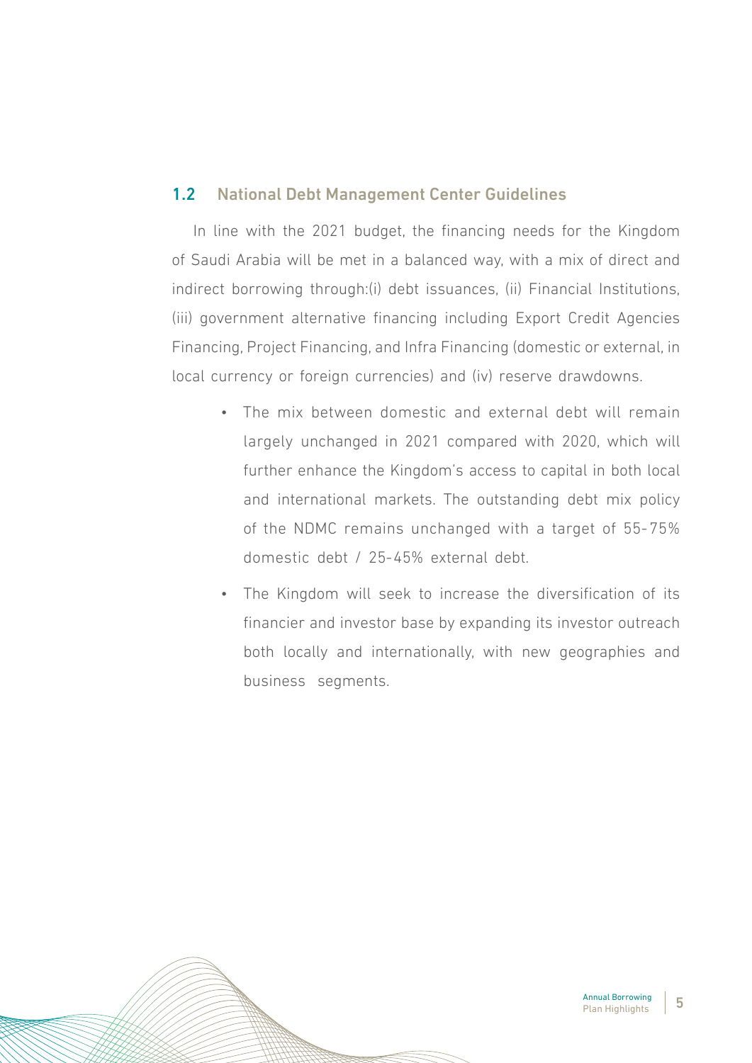## 1.2 National Debt Management Center Guidelines

In line with the 2021 budget, the financing needs for the Kingdom of Saudi Arabia will be met in a balanced way, with a mix of direct and indirect borrowing through:(i) debt issuances, (ii) Financial Institutions, (iii) government alternative financing including Export Credit Agencies Financing, Project Financing, and Infra Financing (domestic or external, in local currency or foreign currencies) and (iv) reserve drawdowns.

- The mix between domestic and external debt will remain largely unchanged in 2021 compared with 2020, which will further enhance the Kingdom's access to capital in both local and international markets. The outstanding debt mix policy of the NDMC remains unchanged with a target of 55-75% domestic debt / 25-45% external debt.
- The Kingdom will seek to increase the diversification of its financier and investor base by expanding its investor outreach both locally and internationally, with new geographies and business segments.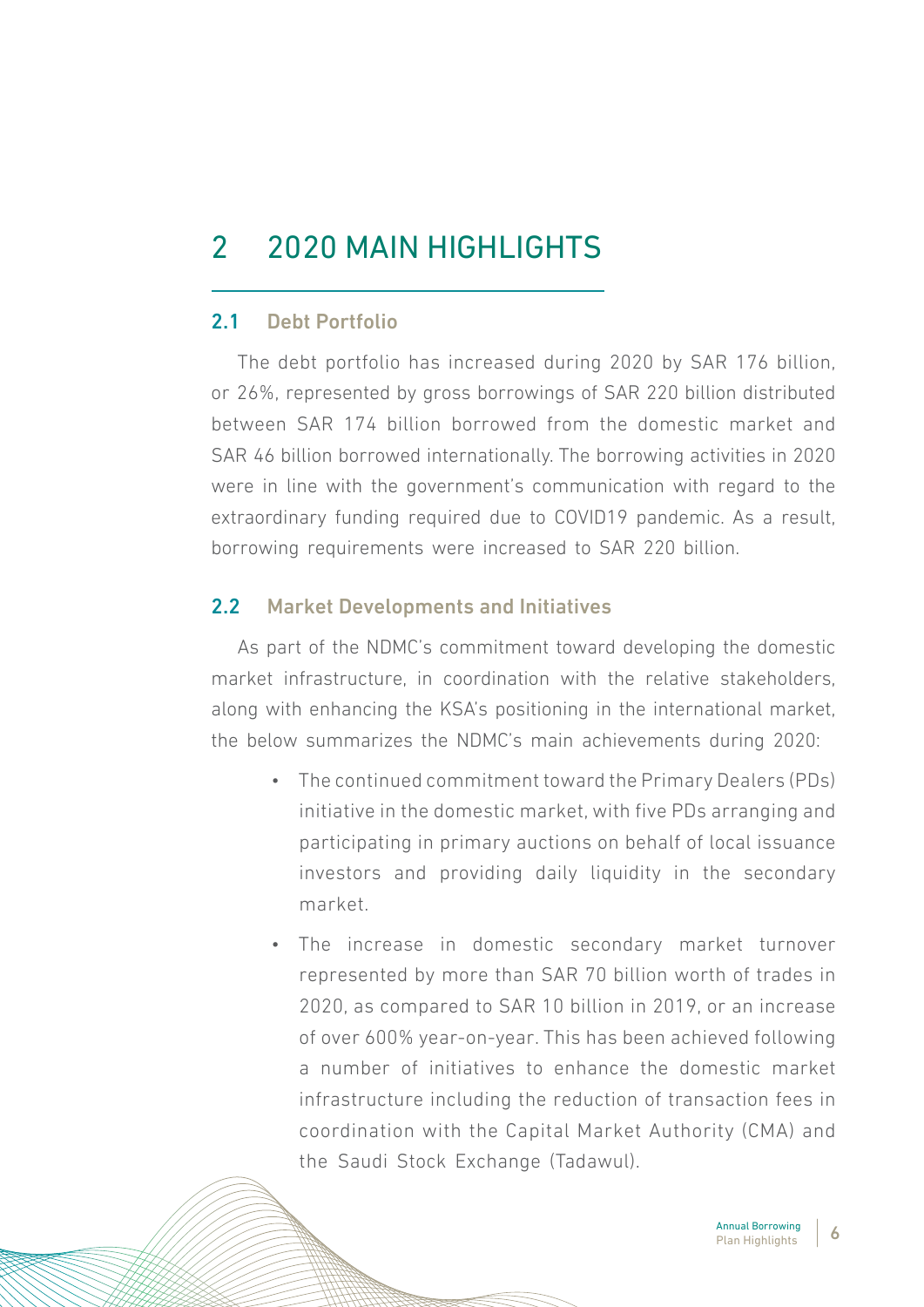# 2 2020 MAIN HIGHLIGHTS

## 2.1 Debt Portfolio

The debt portfolio has increased during 2020 by SAR 176 billion, or 26%, represented by gross borrowings of SAR 220 billion distributed between SAR 174 billion borrowed from the domestic market and SAR 46 billion borrowed internationally. The borrowing activities in 2020 were in line with the government's communication with regard to the extraordinary funding required due to COVID19 pandemic. As a result, borrowing requirements were increased to SAR 220 billion.

## 2.2 Market Developments and Initiatives

As part of the NDMC's commitment toward developing the domestic market infrastructure, in coordination with the relative stakeholders, along with enhancing the KSA's positioning in the international market, the below summarizes the NDMC's main achievements during 2020:

- The continued commitment toward the Primary Dealers (PDs) initiative in the domestic market, with five PDs arranging and participating in primary auctions on behalf of local issuance investors and providing daily liquidity in the secondary market.
- The increase in domestic secondary market turnover represented by more than SAR 70 billion worth of trades in 2020, as compared to SAR 10 billion in 2019, or an increase of over 600% year-on-year. This has been achieved following a number of initiatives to enhance the domestic market infrastructure including the reduction of transaction fees in coordination with the Capital Market Authority (CMA) and the Saudi Stock Exchange (Tadawul).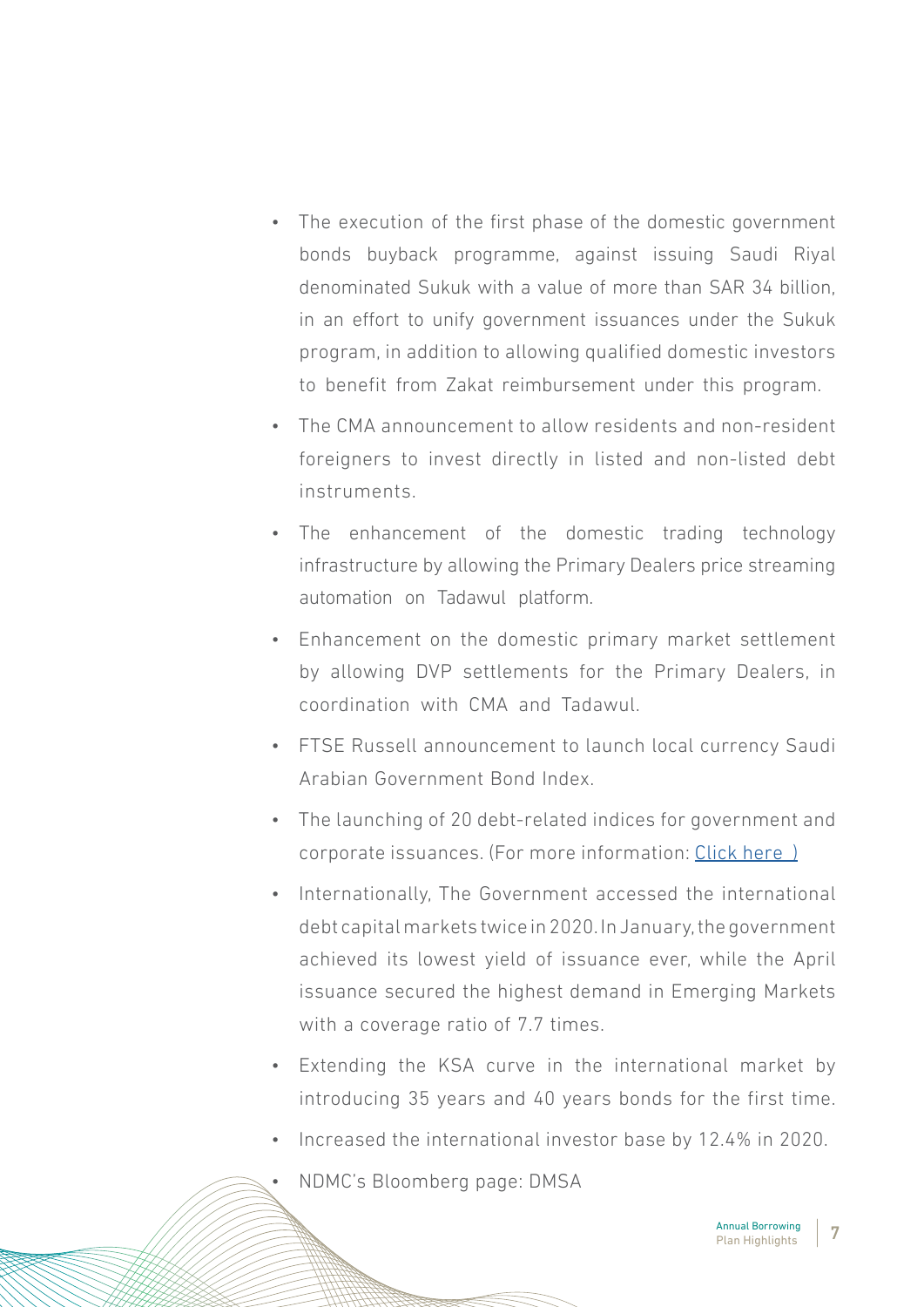- The execution of the first phase of the domestic government bonds buyback programme, against issuing Saudi Riyal denominated Sukuk with a value of more than SAR 34 billion, in an effort to unify government issuances under the Sukuk program, in addition to allowing qualified domestic investors to benefit from Zakat reimbursement under this program.
- The CMA announcement to allow residents and non-resident foreigners to invest directly in listed and non-listed debt instruments.
- The enhancement of the domestic trading technology infrastructure by allowing the Primary Dealers price streaming automation on Tadawul platform.
- Enhancement on the domestic primary market settlement by allowing DVP settlements for the Primary Dealers, in coordination with CMA and Tadawul.
- FTSE Russell announcement to launch local currency Saudi Arabian Government Bond Index.
- The launching of 20 debt-related indices for government and corporate issuances. (For more information: Click here )
- Internationally, The Government accessed the international debt capital markets twice in 2020. In January, the government achieved its lowest yield of issuance ever, while the April issuance secured the highest demand in Emerging Markets with a coverage ratio of 7.7 times.
- Extending the KSA curve in the international market by introducing 35 years and 40 years bonds for the first time.
- Increased the international investor base by 12.4% in 2020.
- NDMC's Bloomberg page: DMSA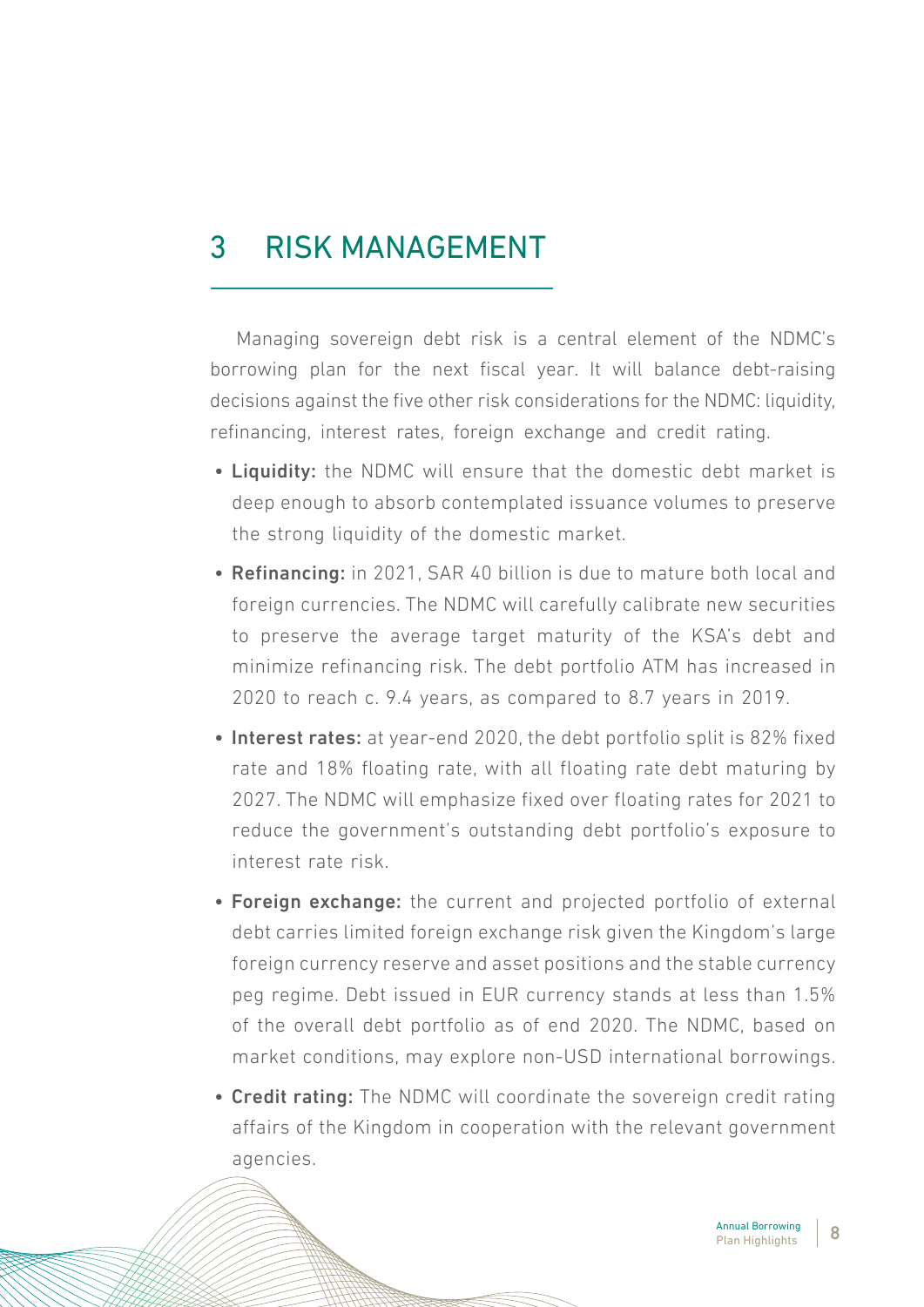# 3 RISK MANAGEMENT

Managing sovereign debt risk is a central element of the NDMC's borrowing plan for the next fiscal year. It will balance debt-raising decisions against the five other risk considerations for the NDMC: liquidity, refinancing, interest rates, foreign exchange and credit rating.

- **Liquidity:** the NDMC will ensure that the domestic debt market is deep enough to absorb contemplated issuance volumes to preserve the strong liquidity of the domestic market.
- **Refinancing:** in 2021, SAR 40 billion is due to mature both local and foreign currencies. The NDMC will carefully calibrate new securities to preserve the average target maturity of the KSA's debt and minimize refinancing risk. The debt portfolio ATM has increased in 2020 to reach c. 9.4 years, as compared to 8.7 years in 2019.
- **Interest rates:** at year-end 2020, the debt portfolio split is 82% fixed rate and 18% floating rate, with all floating rate debt maturing by 2027. The NDMC will emphasize fixed over floating rates for 2021 to reduce the government's outstanding debt portfolio's exposure to interest rate risk.
- **Foreign exchange:** the current and projected portfolio of external debt carries limited foreign exchange risk given the Kingdom's large foreign currency reserve and asset positions and the stable currency peg regime. Debt issued in EUR currency stands at less than 1.5% of the overall debt portfolio as of end 2020. The NDMC, based on market conditions, may explore non-USD international borrowings.
- **Credit rating:** The NDMC will coordinate the sovereign credit rating affairs of the Kingdom in cooperation with the relevant government agencies.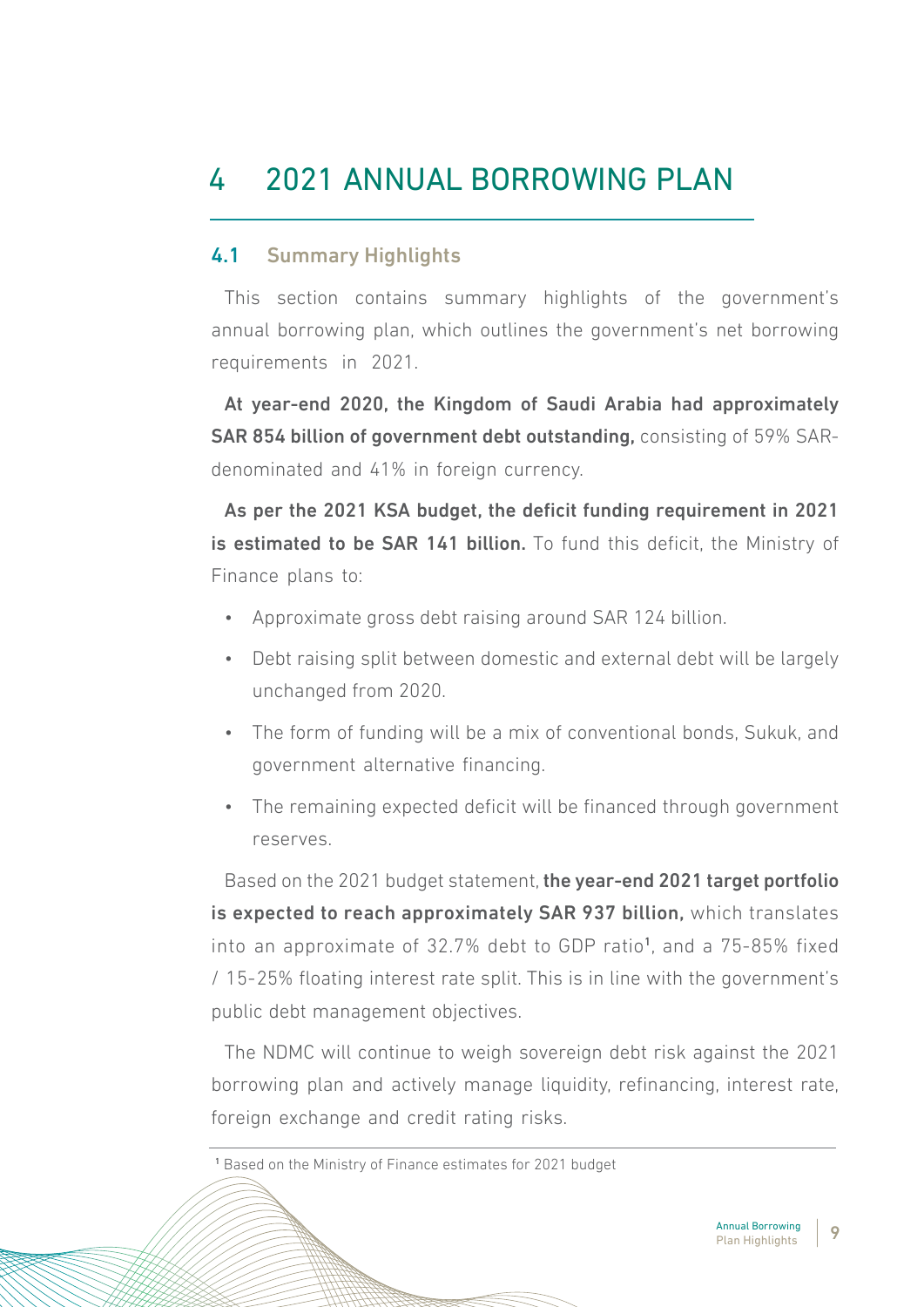# 4 2021 ANNUAL BORROWING PLAN

## 4.1 Summary Highlights

This section contains summary highlights of the government's annual borrowing plan, which outlines the government's net borrowing requirements in 2021.

**At year-end 2020, the Kingdom of Saudi Arabia had approximately SAR 854 billion of government debt outstanding,** consisting of 59% SAR-denominated and 41% in foreign currency.

**As per the 2021 KSA budget, the deficit funding requirement in 2021 is estimated to be SAR 141 billion.** To fund this deficit, the Ministry of Finance plans to:

- Approximate gross debt raising around SAR 124 billion.
- Debt raising split between domestic and external debt will be largely unchanged from 2020.
- The form of funding will be a mix of conventional bonds, Sukuk, and government alternative financing.
- The remaining expected deficit will be financed through government reserves.

Based on the 2021 budget statement, **the year-end 2021 target portfolio is expected to reach approximately SAR 937 billion,** which translates into an approximate of 32.7% debt to GDP ratio[1], and a 75-85% fixed / 15-25% floating interest rate split. This is in line with the government's public debt management objectives.

The NDMC will continue to weigh sovereign debt risk against the 2021 borrowing plan and actively manage liquidity, refinancing, interest rate, foreign exchange and credit rating risks.

---

[1] Based on the Ministry of Finance estimates for 2021 budget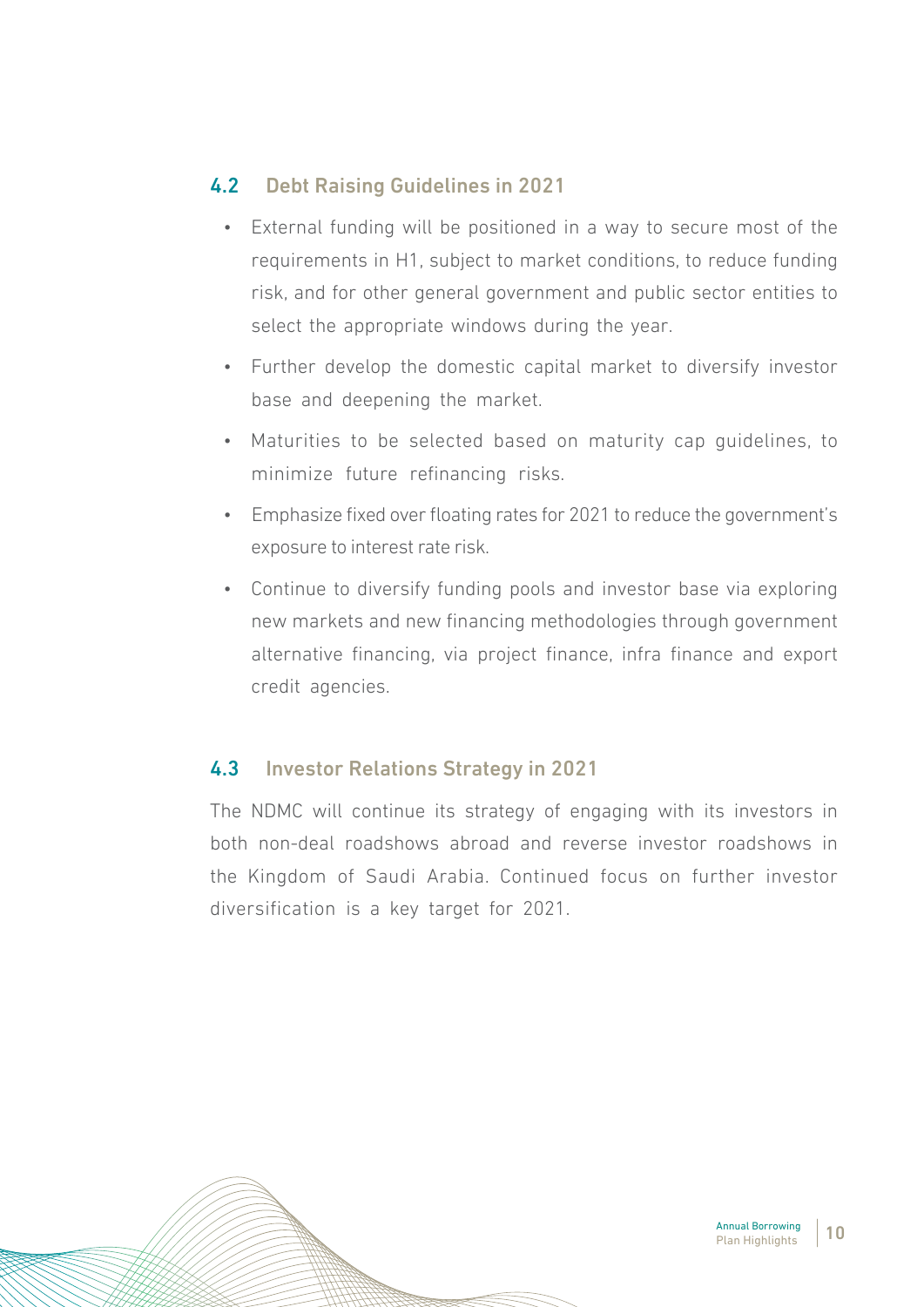## 4.2 Debt Raising Guidelines in 2021

- External funding will be positioned in a way to secure most of the requirements in H1, subject to market conditions, to reduce funding risk, and for other general government and public sector entities to select the appropriate windows during the year.
- Further develop the domestic capital market to diversify investor base and deepening the market.
- Maturities to be selected based on maturity cap guidelines, to minimize future refinancing risks.
- Emphasize fixed over floating rates for 2021 to reduce the government's exposure to interest rate risk.
- Continue to diversify funding pools and investor base via exploring new markets and new financing methodologies through government alternative financing, via project finance, infra finance and export credit agencies.

## 4.3 Investor Relations Strategy in 2021

The NDMC will continue its strategy of engaging with its investors in both non-deal roadshows abroad and reverse investor roadshows in the Kingdom of Saudi Arabia. Continued focus on further investor diversification is a key target for 2021.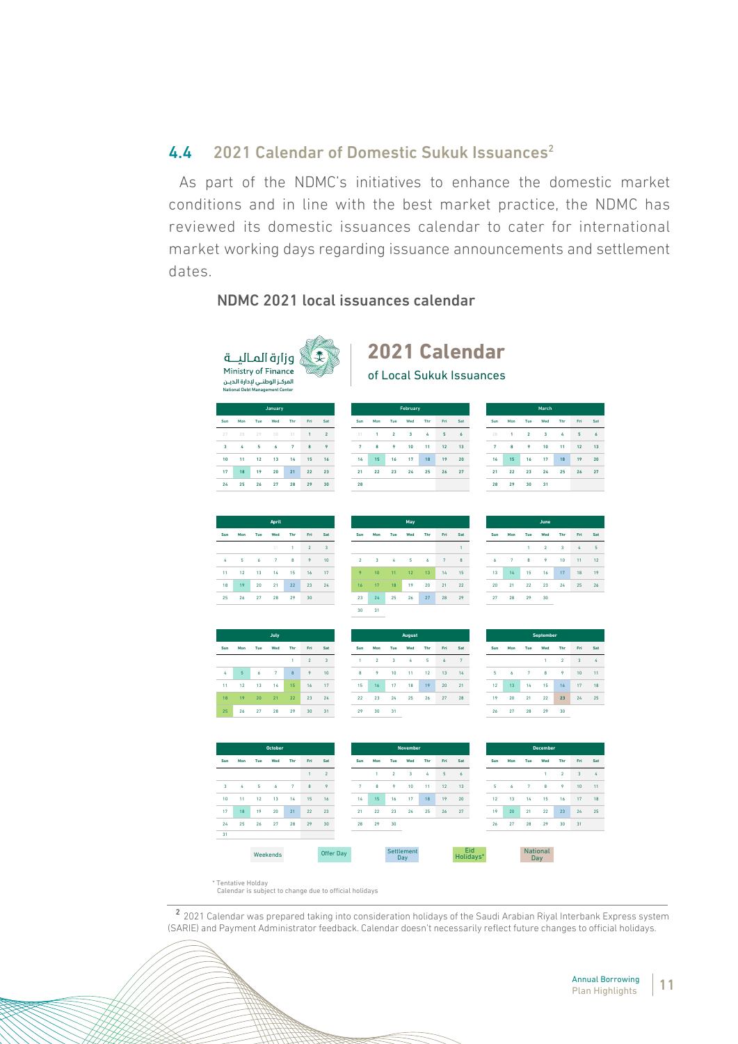## 4.4 2021 Calendar of Domestic Sukuk Issuances[2]

As part of the NDMC's initiatives to enhance the domestic market conditions and in line with the best market practice, the NDMC has reviewed its domestic issuances calendar to cater for international market working days regarding issuance announcements and settlement dates.

### NDMC 2021 local issuances calendar

وزارة المالية
Ministry of Finance
المركز الوطني لإدارة الدين
National Debt Management Center

**2021 Calendar**
of Local Sukuk Issuances

**January**

| Sun | Mon | Tue | Wed | Thr | Fri | Sat |
|---|---|---|---|---|---|---|
| 27 | 28 | 29 | 30 | 31 | 1 | 2 |
| 3 | 4 | 5 | 6 | 7 | 8 | 9 |
| 10 | 11 | 12 | 13 | 14 | 15 | 16 |
| 17 | 18 | 19 | 20 | 21 | 22 | 23 |
| 24 | 25 | 26 | 27 | 28 | 29 | 30 |

**February**

| Sun | Mon | Tue | Wed | Thr | Fri | Sat |
|---|---|---|---|---|---|---|
| 31 | 1 | 2 | 3 | 4 | 5 | 6 |
| 7 | 8 | 9 | 10 | 11 | 12 | 13 |
| 14 | 15 | 16 | 17 | 18 | 19 | 20 |
| 21 | 22 | 23 | 24 | 25 | 26 | 27 |
| 28 | | | | | | |

**March**

| Sun | Mon | Tue | Wed | Thr | Fri | Sat |
|---|---|---|---|---|---|---|
| 28 | 1 | 2 | 3 | 4 | 5 | 6 |
| 7 | 8 | 9 | 10 | 11 | 12 | 13 |
| 14 | 15 | 16 | 17 | 18 | 19 | 20 |
| 21 | 22 | 23 | 24 | 25 | 26 | 27 |
| 28 | 29 | 30 | 31 | | | |

**April**

| Sun | Mon | Tue | Wed | Thr | Fri | Sat |
|---|---|---|---|---|---|---|
| | | | 31 | 1 | 2 | 3 |
| 4 | 5 | 6 | 7 | 8 | 9 | 10 |
| 11 | 12 | 13 | 14 | 15 | 16 | 17 |
| 18 | 19 | 20 | 21 | 22 | 23 | 24 |
| 25 | 26 | 27 | 28 | 29 | 30 | |

**May**

| Sun | Mon | Tue | Wed | Thr | Fri | Sat |
|---|---|---|---|---|---|---|
| | | | | | | 1 |
| 2 | 3 | 4 | 5 | 6 | 7 | 8 |
| 9 | 10 | 11 | 12 | 13 | 14 | 15 |
| 16 | 17 | 18 | 19 | 20 | 21 | 22 |
| 23 | 24 | 25 | 26 | 27 | 28 | 29 |
| 30 | 31 | | | | | |

**June**

| Sun | Mon | Tue | Wed | Thr | Fri | Sat |
|---|---|---|---|---|---|---|
| | | 1 | 2 | 3 | 4 | 5 |
| 6 | 7 | 8 | 9 | 10 | 11 | 12 |
| 13 | 14 | 15 | 16 | 17 | 18 | 19 |
| 20 | 21 | 22 | 23 | 24 | 25 | 26 |
| 27 | 28 | 29 | 30 | | | |

**July**

| Sun | Mon | Tue | Wed | Thr | Fri | Sat |
|---|---|---|---|---|---|---|
| | | | | 1 | 2 | 3 |
| 4 | 5 | 6 | 7 | 8 | 9 | 10 |
| 11 | 12 | 13 | 14 | 15 | 16 | 17 |
| 18 | 19 | 20 | 21 | 22 | 23 | 24 |
| 25 | 26 | 27 | 28 | 29 | 30 | 31 |

**August**

| Sun | Mon | Tue | Wed | Thr | Fri | Sat |
|---|---|---|---|---|---|---|
| 1 | 2 | 3 | 4 | 5 | 6 | 7 |
| 8 | 9 | 10 | 11 | 12 | 13 | 14 |
| 15 | 16 | 17 | 18 | 19 | 20 | 21 |
| 22 | 23 | 24 | 25 | 26 | 27 | 28 |
| 29 | 30 | 31 | | | | |

**September**

| Sun | Mon | Tue | Wed | Thr | Fri | Sat |
|---|---|---|---|---|---|---|
| | | | 1 | 2 | 3 | 4 |
| 5 | 6 | 7 | 8 | 9 | 10 | 11 |
| 12 | 13 | 14 | 15 | 16 | 17 | 18 |
| 19 | 20 | 21 | 22 | 23 | 24 | 25 |
| 26 | 27 | 28 | 29 | 30 | | |

**October**

| Sun | Mon | Tue | Wed | Thr | Fri | Sat |
|---|---|---|---|---|---|---|
| | | | | | 1 | 2 |
| 3 | 4 | 5 | 6 | 7 | 8 | 9 |
| 10 | 11 | 12 | 13 | 14 | 15 | 16 |
| 17 | 18 | 19 | 20 | 21 | 22 | 23 |
| 24 | 25 | 26 | 27 | 28 | 29 | 30 |
| 31 | | | | | | |

**November**

| Sun | Mon | Tue | Wed | Thr | Fri | Sat |
|---|---|---|---|---|---|---|
| | 1 | 2 | 3 | 4 | 5 | 6 |
| 7 | 8 | 9 | 10 | 11 | 12 | 13 |
| 14 | 15 | 16 | 17 | 18 | 19 | 20 |
| 21 | 22 | 23 | 24 | 25 | 26 | 27 |
| 28 | 29 | 30 | | | | |

**December**

| Sun | Mon | Tue | Wed | Thr | Fri | Sat |
|---|---|---|---|---|---|---|
| | | | 1 | 2 | 3 | 4 |
| 5 | 6 | 7 | 8 | 9 | 10 | 11 |
| 12 | 13 | 14 | 15 | 16 | 17 | 18 |
| 19 | 20 | 21 | 22 | 23 | 24 | 25 |
| 26 | 27 | 28 | 29 | 30 | 31 | |

Weekends | Offer Day | Settlement Day | Eid Holidays* | National Day

\* Tentative Holday
Calendar is subject to change due to official holidays

---

[2] 2021 Calendar was prepared taking into consideration holidays of the Saudi Arabian Riyal Interbank Express system (SARIE) and Payment Administrator feedback. Calendar doesn't necessarily reflect future changes to official holidays.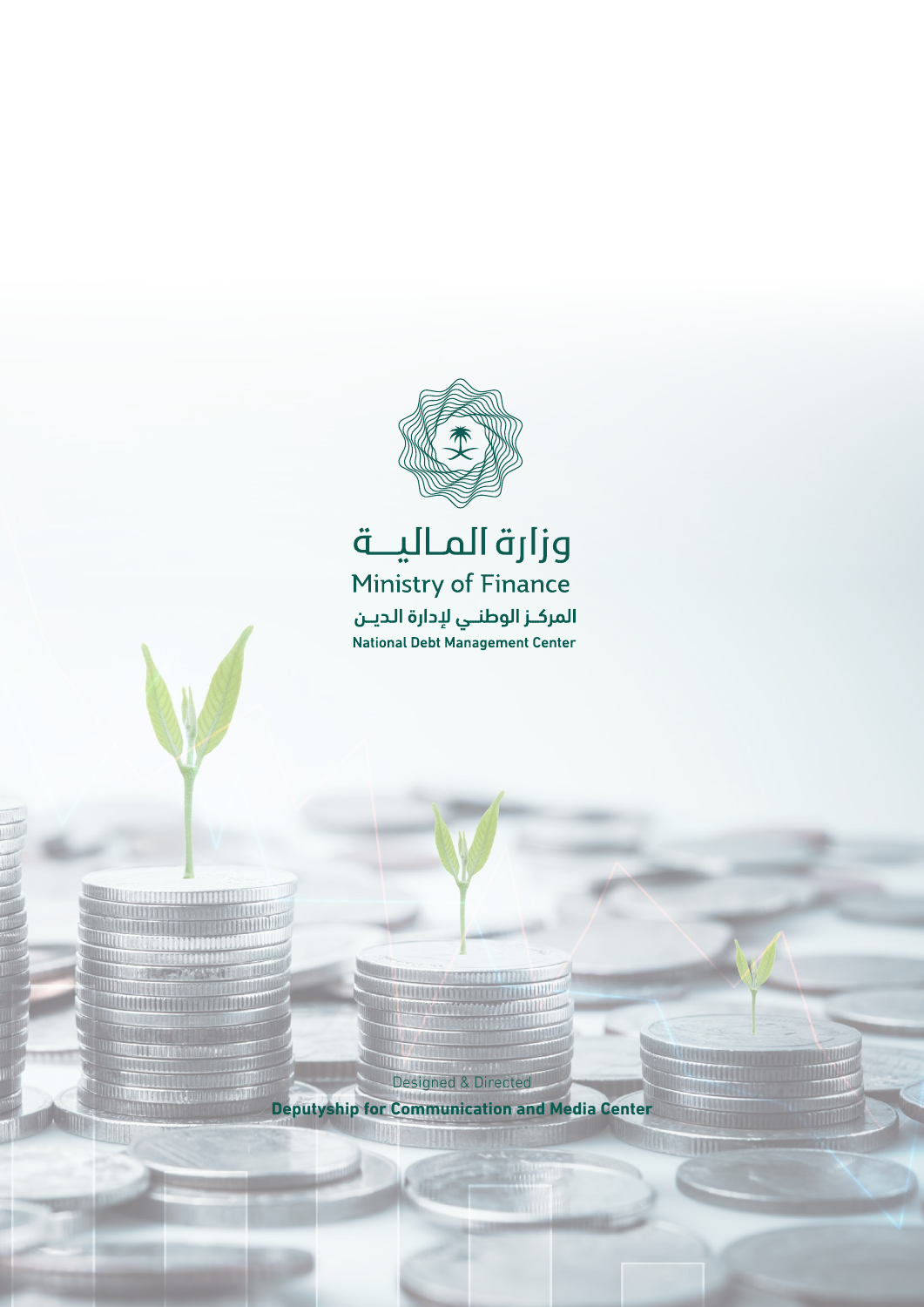وزارة المـاليــة

Ministry of Finance

المركـز الوطنـي لإدارة الديـن

National Debt Management Center

Designed & Directed

**Deputyship for Communication and Media Center**